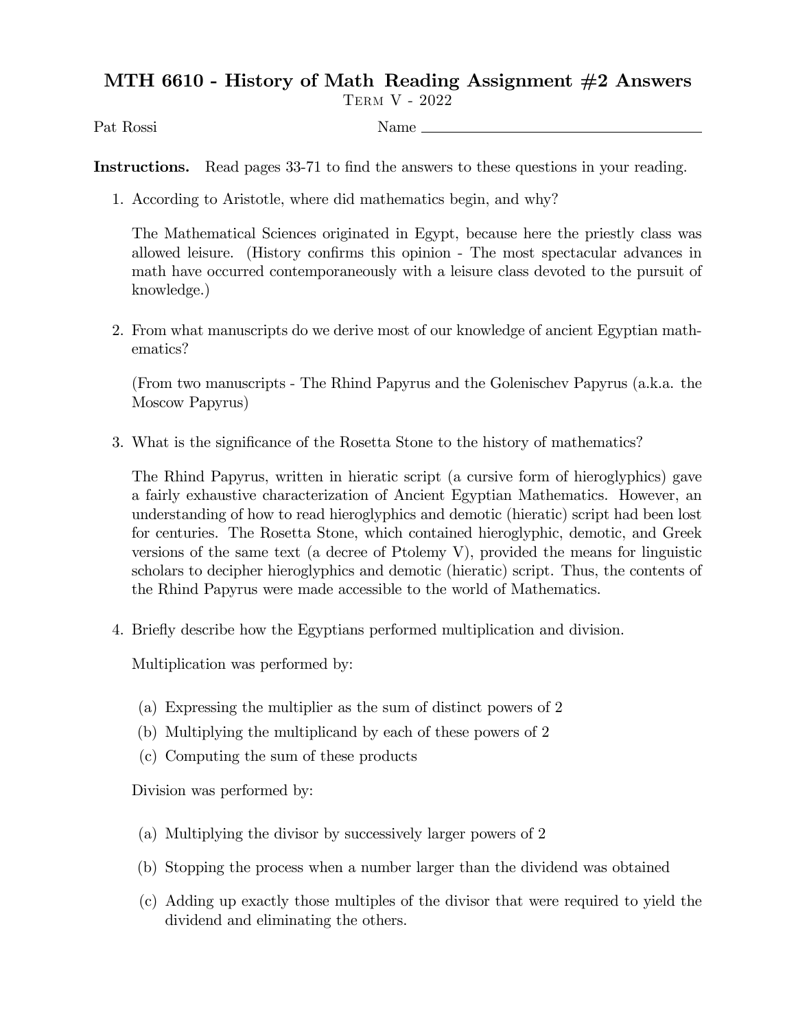# MTH 6610 - History of Math Reading Assignment #2 Answers

TERM V - 2022

Pat Rossi Name ______________________

**Instructions.** Read pages 33-71 to find the answers to these questions in your reading.

1. According to Aristotle, where did mathematics begin, and why?

   The Mathematical Sciences originated in Egypt, because here the priestly class was allowed leisure. (History confirms this opinion - The most spectacular advances in math have occurred contemporaneously with a leisure class devoted to the pursuit of knowledge.)

2. From what manuscripts do we derive most of our knowledge of ancient Egyptian mathematics?

   (From two manuscripts - The Rhind Papyrus and the Golenischev Papyrus (a.k.a. the Moscow Papyrus)

3. What is the significance of the Rosetta Stone to the history of mathematics?

   The Rhind Papyrus, written in hieratic script (a cursive form of hieroglyphics) gave a fairly exhaustive characterization of Ancient Egyptian Mathematics. However, an understanding of how to read hieroglyphics and demotic (hieratic) script had been lost for centuries. The Rosetta Stone, which contained hieroglyphic, demotic, and Greek versions of the same text (a decree of Ptolemy V), provided the means for linguistic scholars to decipher hieroglyphics and demotic (hieratic) script. Thus, the contents of the Rhind Papyrus were made accessible to the world of Mathematics.

4. Briefly describe how the Egyptians performed multiplication and division.

   Multiplication was performed by:

   (a) Expressing the multiplier as the sum of distinct powers of 2
   (b) Multiplying the multiplicand by each of these powers of 2
   (c) Computing the sum of these products

   Division was performed by:

   (a) Multiplying the divisor by successively larger powers of 2
   (b) Stopping the process when a number larger than the dividend was obtained
   (c) Adding up exactly those multiples of the divisor that were required to yield the dividend and eliminating the others.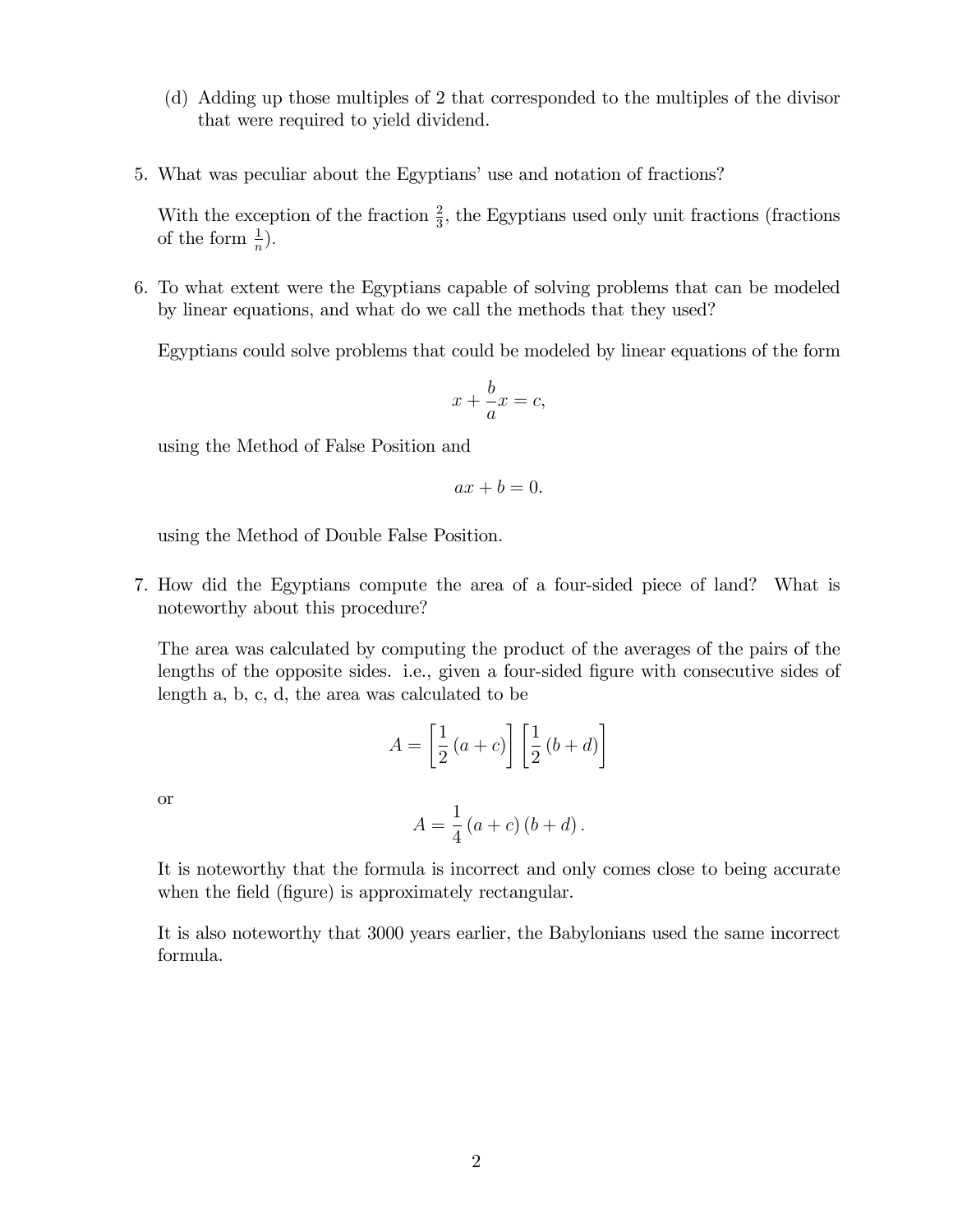(d) Adding up those multiples of 2 that corresponded to the multiples of the divisor that were required to yield dividend.

5. What was peculiar about the Egyptians' use and notation of fractions?

   With the exception of the fraction $\frac{2}{3}$, the Egyptians used only unit fractions (fractions of the form $\frac{1}{n}$).

6. To what extent were the Egyptians capable of solving problems that can be modeled by linear equations, and what do we call the methods that they used?

   Egyptians could solve problems that could be modeled by linear equations of the form

   $$x + \frac{b}{a}x = c,$$

   using the Method of False Position and

   $$ax + b = 0.$$

   using the Method of Double False Position.

7. How did the Egyptians compute the area of a four-sided piece of land? What is noteworthy about this procedure?

   The area was calculated by computing the product of the averages of the pairs of the lengths of the opposite sides. i.e., given a four-sided figure with consecutive sides of length a, b, c, d, the area was calculated to be

   $$A = \left[\frac{1}{2}(a+c)\right]\left[\frac{1}{2}(b+d)\right]$$

   or

   $$A = \frac{1}{4}(a+c)(b+d).$$

   It is noteworthy that the formula is incorrect and only comes close to being accurate when the field (figure) is approximately rectangular.

   It is also noteworthy that 3000 years earlier, the Babylonians used the same incorrect formula.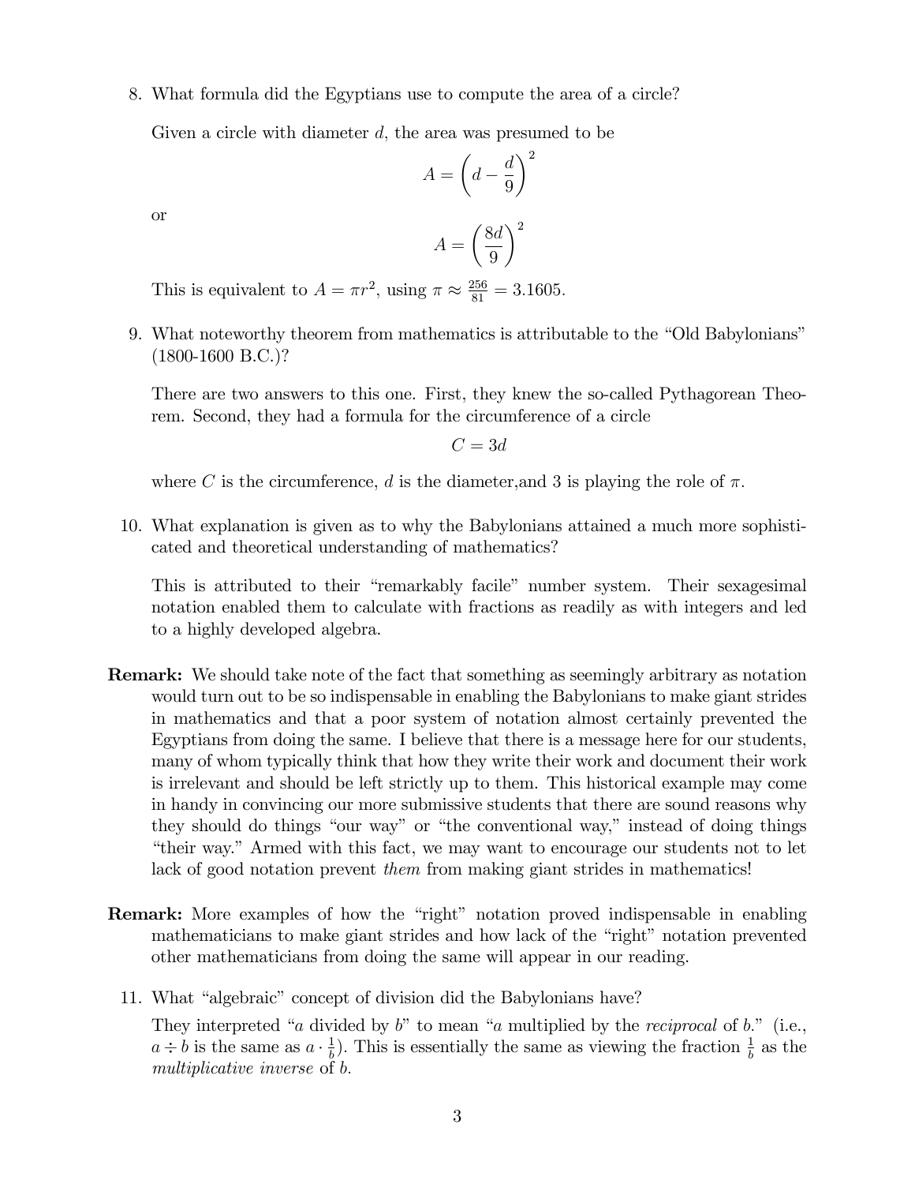8. What formula did the Egyptians use to compute the area of a circle?

   Given a circle with diameter $d$, the area was presumed to be

$$A = \left(d - \frac{d}{9}\right)^2$$

   or

$$A = \left(\frac{8d}{9}\right)^2$$

   This is equivalent to $A = \pi r^2$, using $\pi \approx \frac{256}{81} = 3.1605$.

9. What noteworthy theorem from mathematics is attributable to the "Old Babylonians" (1800-1600 B.C.)?

   There are two answers to this one. First, they knew the so-called Pythagorean Theorem. Second, they had a formula for the circumference of a circle

$$C = 3d$$

   where $C$ is the circumference, $d$ is the diameter,and 3 is playing the role of $\pi$.

10. What explanation is given as to why the Babylonians attained a much more sophisticated and theoretical understanding of mathematics?

    This is attributed to their "remarkably facile" number system. Their sexagesimal notation enabled them to calculate with fractions as readily as with integers and led to a highly developed algebra.

**Remark:** We should take note of the fact that something as seemingly arbitrary as notation would turn out to be so indispensable in enabling the Babylonians to make giant strides in mathematics and that a poor system of notation almost certainly prevented the Egyptians from doing the same. I believe that there is a message here for our students, many of whom typically think that how they write their work and document their work is irrelevant and should be left strictly up to them. This historical example may come in handy in convincing our more submissive students that there are sound reasons why they should do things "our way" or "the conventional way," instead of doing things "their way." Armed with this fact, we may want to encourage our students not to let lack of good notation prevent *them* from making giant strides in mathematics!

**Remark:** More examples of how the "right" notation proved indispensable in enabling mathematicians to make giant strides and how lack of the "right" notation prevented other mathematicians from doing the same will appear in our reading.

11. What "algebraic" concept of division did the Babylonians have?

    They interpreted "$a$ divided by $b$" to mean "$a$ multiplied by the *reciprocal* of $b$." (i.e., $a \div b$ is the same as $a \cdot \frac{1}{b}$). This is essentially the same as viewing the fraction $\frac{1}{b}$ as the *multiplicative inverse* of $b$.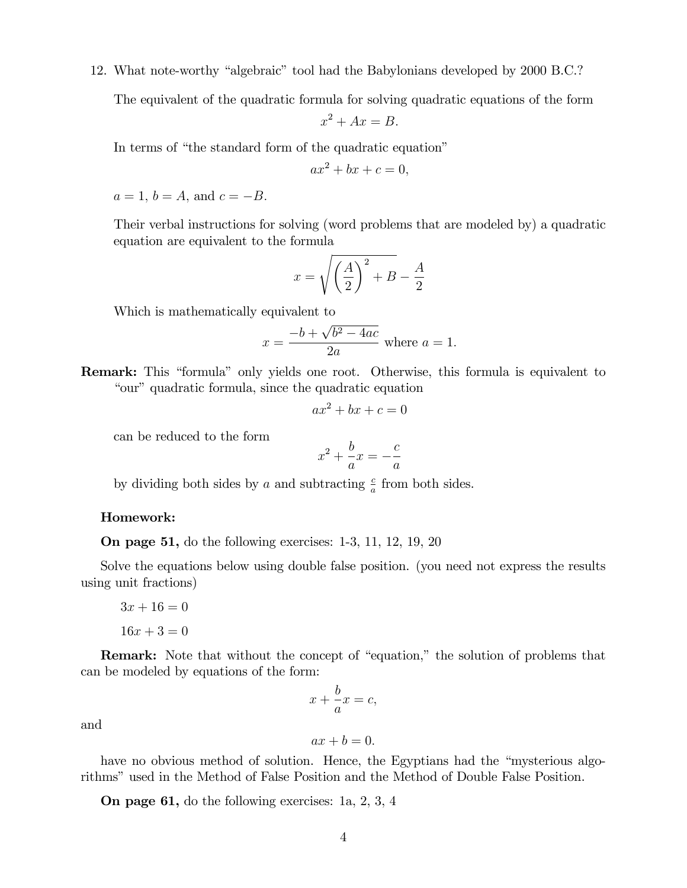12. What note-worthy "algebraic" tool had the Babylonians developed by 2000 B.C.?

 The equivalent of the quadratic formula for solving quadratic equations of the form

$$x^2 + Ax = B.$$

 In terms of "the standard form of the quadratic equation"

$$ax^2 + bx + c = 0,$$

 $a = 1$, $b = A$, and $c = -B$.

 Their verbal instructions for solving (word problems that are modeled by) a quadratic equation are equivalent to the formula

$$x = \sqrt{\left(\frac{A}{2}\right)^2 + B} - \frac{A}{2}$$

 Which is mathematically equivalent to

$$x = \frac{-b + \sqrt{b^2 - 4ac}}{2a} \text{ where } a = 1.$$

**Remark:** This "formula" only yields one root. Otherwise, this formula is equivalent to "our" quadratic formula, since the quadratic equation

$$ax^2 + bx + c = 0$$

can be reduced to the form

$$x^2 + \frac{b}{a}x = -\frac{c}{a}$$

by dividing both sides by $a$ and subtracting $\frac{c}{a}$ from both sides.

**Homework:**

**On page 51,** do the following exercises: 1-3, 11, 12, 19, 20

Solve the equations below using double false position. (you need not express the results using unit fractions)

$3x + 16 = 0$

$16x + 3 = 0$

**Remark:** Note that without the concept of "equation," the solution of problems that can be modeled by equations of the form:

$$x + \frac{b}{a}x = c,$$

and

$$ax + b = 0.$$

have no obvious method of solution. Hence, the Egyptians had the "mysterious algorithms" used in the Method of False Position and the Method of Double False Position.

**On page 61,** do the following exercises: 1a, 2, 3, 4